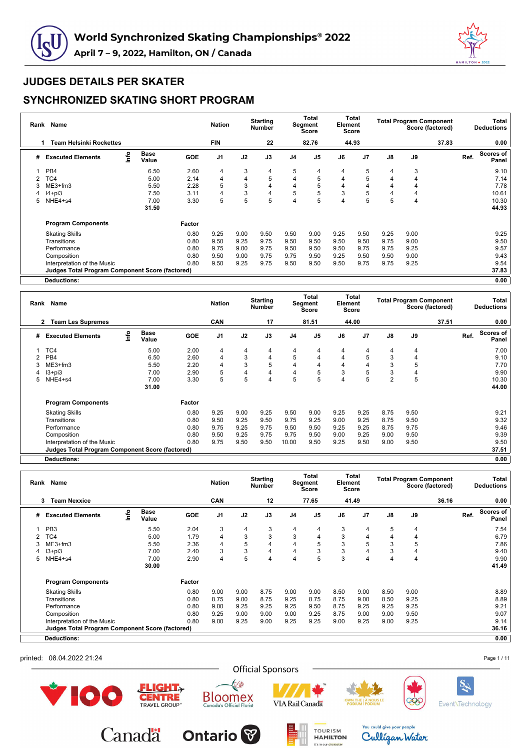# World Synchronized Skating Championships® 2022

**April 7 – 9, 2022, Hamilton, ON / Canada**

## JUDGES DETAILS PER SKATER

## SYNCHRONIZED SKATING SHORT PROGRAM

| Rank | Name | Nation | Starting Number | Total Segment Score | Total Element Score | Total Program Component Score (factored) | Total Deductions |
|---|---|---|---|---|---|---|---|
| 1 | Team Helsinki Rockettes | FIN | 22 | 82.76 | 44.93 | 37.83 | 0.00 |

| # | Executed Elements | Info | Base Value | GOE | J1 | J2 | J3 | J4 | J5 | J6 | J7 | J8 | J9 | Ref. | Scores of Panel |
|---|---|---|---|---|---|---|---|---|---|---|---|---|---|---|---|
| 1 | PB4 | | 6.50 | 2.60 | 4 | 3 | 4 | 5 | 4 | 4 | 5 | 4 | 3 | | 9.10 |
| 2 | TC4 | | 5.00 | 2.14 | 4 | 4 | 5 | 4 | 5 | 4 | 5 | 4 | 4 | | 7.14 |
| 3 | ME3+fm3 | | 5.50 | 2.28 | 5 | 3 | 4 | 4 | 5 | 4 | 4 | 4 | 4 | | 7.78 |
| 4 | I4+pi3 | | 7.50 | 3.11 | 4 | 3 | 4 | 5 | 5 | 3 | 5 | 4 | 4 | | 10.61 |
| 5 | NHE4+s4 | | 7.00 | 3.30 | 5 | 5 | 5 | 4 | 5 | 4 | 5 | 5 | 4 | | 10.30 |
| | | | 31.50 | | | | | | | | | | | | 44.93 |

| Program Components | Factor | J1 | J2 | J3 | J4 | J5 | J6 | J7 | J8 | J9 | Scores of Panel |
|---|---|---|---|---|---|---|---|---|---|---|---|
| Skating Skills | 0.80 | 9.25 | 9.00 | 9.50 | 9.50 | 9.00 | 9.25 | 9.50 | 9.25 | 9.00 | 9.25 |
| Transitions | 0.80 | 9.50 | 9.25 | 9.75 | 9.50 | 9.50 | 9.50 | 9.50 | 9.75 | 9.00 | 9.50 |
| Performance | 0.80 | 9.75 | 9.00 | 9.75 | 9.50 | 9.50 | 9.50 | 9.75 | 9.75 | 9.25 | 9.57 |
| Composition | 0.80 | 9.50 | 9.00 | 9.75 | 9.75 | 9.50 | 9.25 | 9.50 | 9.50 | 9.00 | 9.43 |
| Interpretation of the Music | 0.80 | 9.50 | 9.25 | 9.75 | 9.50 | 9.50 | 9.50 | 9.75 | 9.75 | 9.25 | 9.54 |
| **Judges Total Program Component Score (factored)** | | | | | | | | | | | 37.83 |
| **Deductions:** | | | | | | | | | | | 0.00 |

| Rank | Name | Nation | Starting Number | Total Segment Score | Total Element Score | Total Program Component Score (factored) | Total Deductions |
|---|---|---|---|---|---|---|---|
| 2 | Team Les Supremes | CAN | 17 | 81.51 | 44.00 | 37.51 | 0.00 |

| # | Executed Elements | Info | Base Value | GOE | J1 | J2 | J3 | J4 | J5 | J6 | J7 | J8 | J9 | Ref. | Scores of Panel |
|---|---|---|---|---|---|---|---|---|---|---|---|---|---|---|---|
| 1 | TC4 | | 5.00 | 2.00 | 4 | 4 | 4 | 4 | 4 | 4 | 4 | 4 | 4 | | 7.00 |
| 2 | PB4 | | 6.50 | 2.60 | 4 | 3 | 4 | 5 | 4 | 4 | 5 | 3 | 4 | | 9.10 |
| 3 | ME3+fm3 | | 5.50 | 2.20 | 4 | 3 | 5 | 4 | 4 | 4 | 4 | 3 | 5 | | 7.70 |
| 4 | I3+pi3 | | 7.00 | 2.90 | 5 | 4 | 4 | 4 | 5 | 3 | 5 | 3 | 4 | | 9.90 |
| 5 | NHE4+s4 | | 7.00 | 3.30 | 5 | 5 | 4 | 5 | 5 | 4 | 5 | 2 | 5 | | 10.30 |
| | | | 31.00 | | | | | | | | | | | | 44.00 |

| Program Components | Factor | J1 | J2 | J3 | J4 | J5 | J6 | J7 | J8 | J9 | Scores of Panel |
|---|---|---|---|---|---|---|---|---|---|---|---|
| Skating Skills | 0.80 | 9.25 | 9.00 | 9.25 | 9.50 | 9.00 | 9.25 | 9.25 | 8.75 | 9.50 | 9.21 |
| Transitions | 0.80 | 9.50 | 9.25 | 9.50 | 9.75 | 9.25 | 9.00 | 9.25 | 8.75 | 9.50 | 9.32 |
| Performance | 0.80 | 9.75 | 9.25 | 9.75 | 9.50 | 9.50 | 9.25 | 9.25 | 8.75 | 9.75 | 9.46 |
| Composition | 0.80 | 9.50 | 9.25 | 9.75 | 9.75 | 9.50 | 9.00 | 9.25 | 9.00 | 9.50 | 9.39 |
| Interpretation of the Music | 0.80 | 9.75 | 9.50 | 9.50 | 10.00 | 9.50 | 9.25 | 9.50 | 9.00 | 9.50 | 9.50 |
| **Judges Total Program Component Score (factored)** | | | | | | | | | | | 37.51 |
| **Deductions:** | | | | | | | | | | | 0.00 |

| Rank | Name | Nation | Starting Number | Total Segment Score | Total Element Score | Total Program Component Score (factored) | Total Deductions |
|---|---|---|---|---|---|---|---|
| 3 | Team Nexxice | CAN | 12 | 77.65 | 41.49 | 36.16 | 0.00 |

| # | Executed Elements | Info | Base Value | GOE | J1 | J2 | J3 | J4 | J5 | J6 | J7 | J8 | J9 | Ref. | Scores of Panel |
|---|---|---|---|---|---|---|---|---|---|---|---|---|---|---|---|
| 1 | PB3 | | 5.50 | 2.04 | 3 | 4 | 3 | 4 | 4 | 3 | 4 | 5 | 4 | | 7.54 |
| 2 | TC4 | | 5.00 | 1.79 | 4 | 3 | 3 | 3 | 4 | 3 | 4 | 4 | 4 | | 6.79 |
| 3 | ME3+fm3 | | 5.50 | 2.36 | 4 | 5 | 4 | 4 | 5 | 3 | 5 | 3 | 5 | | 7.86 |
| 4 | I3+pi3 | | 7.00 | 2.40 | 3 | 3 | 4 | 4 | 3 | 3 | 4 | 3 | 4 | | 9.40 |
| 5 | NHE4+s4 | | 7.00 | 2.90 | 4 | 5 | 4 | 4 | 5 | 3 | 4 | 4 | 4 | | 9.90 |
| | | | 30.00 | | | | | | | | | | | | 41.49 |

| Program Components | Factor | J1 | J2 | J3 | J4 | J5 | J6 | J7 | J8 | J9 | Scores of Panel |
|---|---|---|---|---|---|---|---|---|---|---|---|
| Skating Skills | 0.80 | 9.00 | 9.00 | 8.75 | 9.00 | 9.00 | 8.50 | 9.00 | 8.50 | 9.00 | 8.89 |
| Transitions | 0.80 | 8.75 | 9.00 | 8.75 | 9.25 | 8.75 | 8.75 | 9.00 | 8.50 | 9.25 | 8.89 |
| Performance | 0.80 | 9.00 | 9.25 | 9.25 | 9.25 | 9.50 | 8.75 | 9.25 | 9.25 | 9.25 | 9.21 |
| Composition | 0.80 | 9.25 | 9.00 | 9.00 | 9.00 | 9.25 | 8.75 | 9.00 | 9.00 | 9.50 | 9.07 |
| Interpretation of the Music | 0.80 | 9.00 | 9.25 | 9.00 | 9.25 | 9.25 | 9.00 | 9.25 | 9.00 | 9.25 | 9.14 |
| **Judges Total Program Component Score (factored)** | | | | | | | | | | | 36.16 |
| **Deductions:** | | | | | | | | | | | 0.00 |

printed: 08.04.2022 21:24

Official Sponsors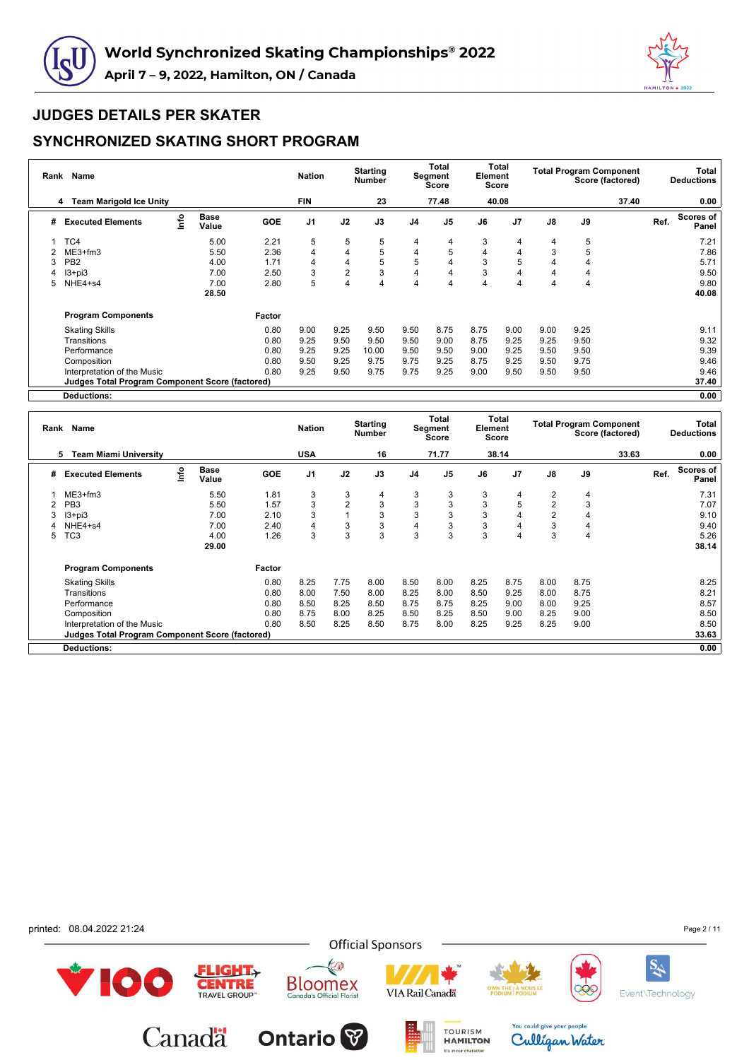# World Synchronized Skating Championships® 2022

April 7 – 9, 2022, Hamilton, ON / Canada

## JUDGES DETAILS PER SKATER

## SYNCHRONIZED SKATING SHORT PROGRAM

| Rank | Name | Nation | Starting Number | Total Segment Score | Total Element Score | Total Program Component Score (factored) | Total Deductions |
|---|---|---|---|---|---|---|---|
| 4 | Team Marigold Ice Unity | FIN | 23 | 77.48 | 40.08 | 37.40 | 0.00 |

| # | Executed Elements | Info | Base Value | GOE | J1 | J2 | J3 | J4 | J5 | J6 | J7 | J8 | J9 | Ref. | Scores of Panel |
|---|---|---|---|---|---|---|---|---|---|---|---|---|---|---|---|
| 1 | TC4 | | 5.00 | 2.21 | 5 | 5 | 5 | 4 | 4 | 3 | 4 | 4 | 5 | | 7.21 |
| 2 | ME3+fm3 | | 5.50 | 2.36 | 4 | 4 | 5 | 4 | 5 | 4 | 4 | 3 | 5 | | 7.86 |
| 3 | PB2 | | 4.00 | 1.71 | 4 | 4 | 5 | 5 | 4 | 3 | 5 | 4 | 4 | | 5.71 |
| 4 | I3+pi3 | | 7.00 | 2.50 | 3 | 2 | 3 | 4 | 4 | 3 | 4 | 4 | 4 | | 9.50 |
| 5 | NHE4+s4 | | 7.00 | 2.80 | 5 | 4 | 4 | 4 | 4 | 4 | 4 | 4 | 4 | | 9.80 |
| | | | 28.50 | | | | | | | | | | | | 40.08 |

| Program Components | Factor | J1 | J2 | J3 | J4 | J5 | J6 | J7 | J8 | J9 | Scores of Panel |
|---|---|---|---|---|---|---|---|---|---|---|---|
| Skating Skills | 0.80 | 9.00 | 9.25 | 9.50 | 9.50 | 8.75 | 8.75 | 9.00 | 9.00 | 9.25 | 9.11 |
| Transitions | 0.80 | 9.25 | 9.50 | 9.50 | 9.50 | 9.00 | 8.75 | 9.25 | 9.25 | 9.50 | 9.32 |
| Performance | 0.80 | 9.25 | 9.25 | 10.00 | 9.50 | 9.50 | 9.00 | 9.25 | 9.50 | 9.50 | 9.39 |
| Composition | 0.80 | 9.50 | 9.25 | 9.75 | 9.75 | 9.25 | 8.75 | 9.25 | 9.50 | 9.75 | 9.46 |
| Interpretation of the Music | 0.80 | 9.25 | 9.50 | 9.75 | 9.75 | 9.25 | 9.00 | 9.50 | 9.50 | 9.50 | 9.46 |
| **Judges Total Program Component Score (factored)** | | | | | | | | | | | 37.40 |
| **Deductions:** | | | | | | | | | | | 0.00 |

| Rank | Name | Nation | Starting Number | Total Segment Score | Total Element Score | Total Program Component Score (factored) | Total Deductions |
|---|---|---|---|---|---|---|---|
| 5 | Team Miami University | USA | 16 | 71.77 | 38.14 | 33.63 | 0.00 |

| # | Executed Elements | Info | Base Value | GOE | J1 | J2 | J3 | J4 | J5 | J6 | J7 | J8 | J9 | Ref. | Scores of Panel |
|---|---|---|---|---|---|---|---|---|---|---|---|---|---|---|---|
| 1 | ME3+fm3 | | 5.50 | 1.81 | 3 | 3 | 4 | 3 | 3 | 3 | 4 | 2 | 4 | | 7.31 |
| 2 | PB3 | | 5.50 | 1.57 | 3 | 2 | 3 | 3 | 3 | 3 | 5 | 2 | 3 | | 7.07 |
| 3 | I3+pi3 | | 7.00 | 2.10 | 3 | 1 | 3 | 3 | 3 | 3 | 4 | 2 | 4 | | 9.10 |
| 4 | NHE4+s4 | | 7.00 | 2.40 | 4 | 3 | 3 | 4 | 3 | 3 | 4 | 3 | 4 | | 9.40 |
| 5 | TC3 | | 4.00 | 1.26 | 3 | 3 | 3 | 3 | 3 | 3 | 4 | 3 | 4 | | 5.26 |
| | | | 29.00 | | | | | | | | | | | | 38.14 |

| Program Components | Factor | J1 | J2 | J3 | J4 | J5 | J6 | J7 | J8 | J9 | Scores of Panel |
|---|---|---|---|---|---|---|---|---|---|---|---|
| Skating Skills | 0.80 | 8.25 | 7.75 | 8.00 | 8.50 | 8.00 | 8.25 | 8.75 | 8.00 | 8.75 | 8.25 |
| Transitions | 0.80 | 8.00 | 7.50 | 8.00 | 8.25 | 8.00 | 8.50 | 9.25 | 8.00 | 8.75 | 8.21 |
| Performance | 0.80 | 8.50 | 8.25 | 8.50 | 8.75 | 8.75 | 8.25 | 9.00 | 8.00 | 9.25 | 8.57 |
| Composition | 0.80 | 8.75 | 8.00 | 8.25 | 8.50 | 8.25 | 8.50 | 9.00 | 8.25 | 9.00 | 8.50 |
| Interpretation of the Music | 0.80 | 8.50 | 8.25 | 8.50 | 8.75 | 8.00 | 8.25 | 9.25 | 8.25 | 9.00 | 8.50 |
| **Judges Total Program Component Score (factored)** | | | | | | | | | | | 33.63 |
| **Deductions:** | | | | | | | | | | | 0.00 |

printed: 08.04.2022 21:24

Official Sponsors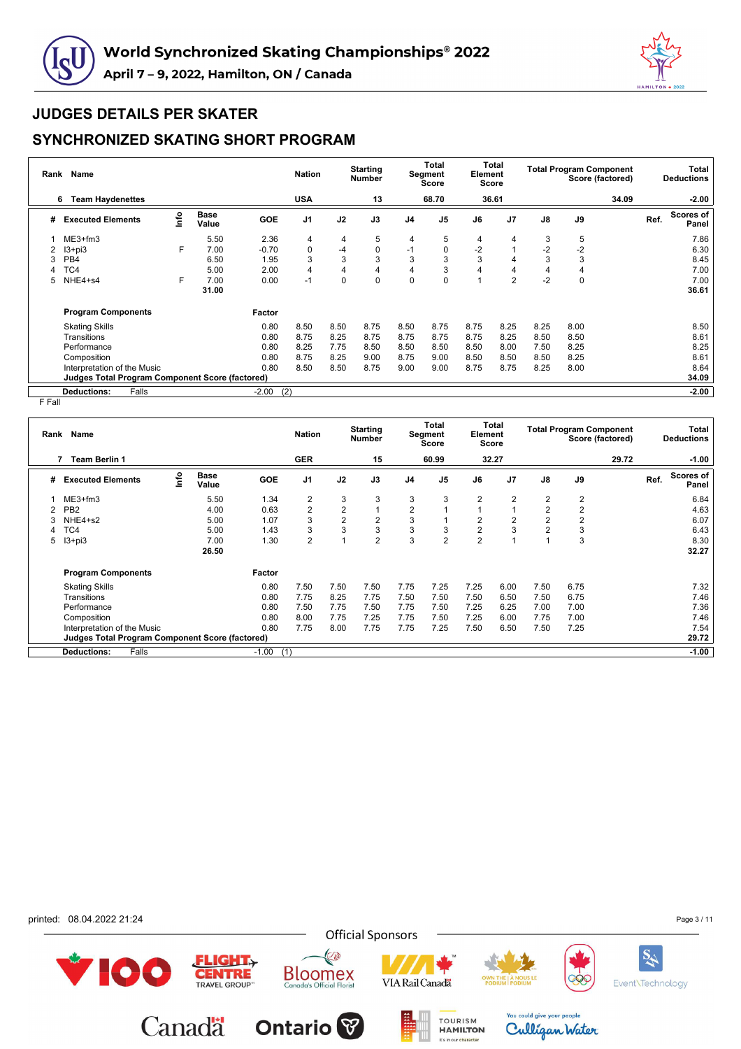# World Synchronized Skating Championships® 2022

April 7 – 9, 2022, Hamilton, ON / Canada

## JUDGES DETAILS PER SKATER

## SYNCHRONIZED SKATING SHORT PROGRAM

| Rank | Name | Nation | Starting Number | Total Segment Score | Total Element Score | Total Program Component Score (factored) | Total Deductions |
|---|---|---|---|---|---|---|---|
| 6 | Team Haydenettes | USA | 13 | 68.70 | 36.61 | 34.09 | -2.00 |

| # | Executed Elements | Info | Base Value | GOE | J1 | J2 | J3 | J4 | J5 | J6 | J7 | J8 | J9 | Ref. | Scores of Panel |
|---|---|---|---|---|---|---|---|---|---|---|---|---|---|---|---|
| 1 | ME3+fm3 | | 5.50 | 2.36 | 4 | 4 | 5 | 4 | 5 | 4 | 4 | 3 | 5 | | 7.86 |
| 2 | I3+pi3 | F | 7.00 | -0.70 | 0 | -4 | 0 | -1 | 0 | -2 | 1 | -2 | -2 | | 6.30 |
| 3 | PB4 | | 6.50 | 1.95 | 3 | 3 | 3 | 3 | 3 | 3 | 4 | 3 | 3 | | 8.45 |
| 4 | TC4 | | 5.00 | 2.00 | 4 | 4 | 4 | 4 | 3 | 4 | 4 | 4 | 4 | | 7.00 |
| 5 | NHE4+s4 | F | 7.00 | 0.00 | -1 | 0 | 0 | 0 | 0 | 1 | 2 | -2 | 0 | | 7.00 |
| | | | 31.00 | | | | | | | | | | | | 36.61 |

| Program Components | Factor | J1 | J2 | J3 | J4 | J5 | J6 | J7 | J8 | J9 | Scores of Panel |
|---|---|---|---|---|---|---|---|---|---|---|---|
| Skating Skills | 0.80 | 8.50 | 8.50 | 8.75 | 8.50 | 8.75 | 8.75 | 8.25 | 8.25 | 8.00 | 8.50 |
| Transitions | 0.80 | 8.75 | 8.25 | 8.75 | 8.75 | 8.75 | 8.75 | 8.25 | 8.50 | 8.50 | 8.61 |
| Performance | 0.80 | 8.25 | 7.75 | 8.50 | 8.50 | 8.50 | 8.50 | 8.00 | 7.50 | 8.25 | 8.25 |
| Composition | 0.80 | 8.75 | 8.25 | 9.00 | 8.75 | 9.00 | 8.50 | 8.50 | 8.50 | 8.25 | 8.61 |
| Interpretation of the Music | 0.80 | 8.50 | 8.50 | 8.75 | 9.00 | 9.00 | 8.75 | 8.75 | 8.25 | 8.00 | 8.64 |
| Judges Total Program Component Score (factored) | | | | | | | | | | | 34.09 |

| Deductions: | Falls | -2.00 | (2) | -2.00 |
|---|---|---|---|---|

F Fall

| Rank | Name | Nation | Starting Number | Total Segment Score | Total Element Score | Total Program Component Score (factored) | Total Deductions |
|---|---|---|---|---|---|---|---|
| 7 | Team Berlin 1 | GER | 15 | 60.99 | 32.27 | 29.72 | -1.00 |

| # | Executed Elements | Info | Base Value | GOE | J1 | J2 | J3 | J4 | J5 | J6 | J7 | J8 | J9 | Ref. | Scores of Panel |
|---|---|---|---|---|---|---|---|---|---|---|---|---|---|---|---|
| 1 | ME3+fm3 | | 5.50 | 1.34 | 2 | 3 | 3 | 3 | 3 | 2 | 2 | 2 | 2 | | 6.84 |
| 2 | PB2 | | 4.00 | 0.63 | 2 | 2 | 1 | 2 | 1 | 1 | 1 | 2 | 2 | | 4.63 |
| 3 | NHE4+s2 | | 5.00 | 1.07 | 3 | 2 | 2 | 3 | 1 | 2 | 2 | 2 | 2 | | 6.07 |
| 4 | TC4 | | 5.00 | 1.43 | 3 | 3 | 3 | 3 | 3 | 2 | 3 | 2 | 3 | | 6.43 |
| 5 | I3+pi3 | | 7.00 | 1.30 | 2 | 1 | 2 | 3 | 2 | 2 | 1 | 1 | 3 | | 8.30 |
| | | | 26.50 | | | | | | | | | | | | 32.27 |

| Program Components | Factor | J1 | J2 | J3 | J4 | J5 | J6 | J7 | J8 | J9 | Scores of Panel |
|---|---|---|---|---|---|---|---|---|---|---|---|
| Skating Skills | 0.80 | 7.50 | 7.50 | 7.50 | 7.75 | 7.25 | 7.25 | 6.00 | 7.50 | 6.75 | 7.32 |
| Transitions | 0.80 | 7.75 | 8.25 | 7.75 | 7.50 | 7.50 | 7.50 | 6.50 | 7.50 | 6.75 | 7.46 |
| Performance | 0.80 | 7.50 | 7.75 | 7.50 | 7.75 | 7.50 | 7.25 | 6.25 | 7.00 | 7.00 | 7.36 |
| Composition | 0.80 | 8.00 | 7.75 | 7.25 | 7.75 | 7.50 | 7.25 | 6.00 | 7.75 | 7.00 | 7.46 |
| Interpretation of the Music | 0.80 | 7.75 | 8.00 | 7.75 | 7.75 | 7.25 | 7.50 | 6.50 | 7.50 | 7.25 | 7.54 |
| Judges Total Program Component Score (factored) | | | | | | | | | | | 29.72 |

| Deductions: | Falls | -1.00 | (1) | -1.00 |
|---|---|---|---|---|

printed: 08.04.2022 21:24

Official Sponsors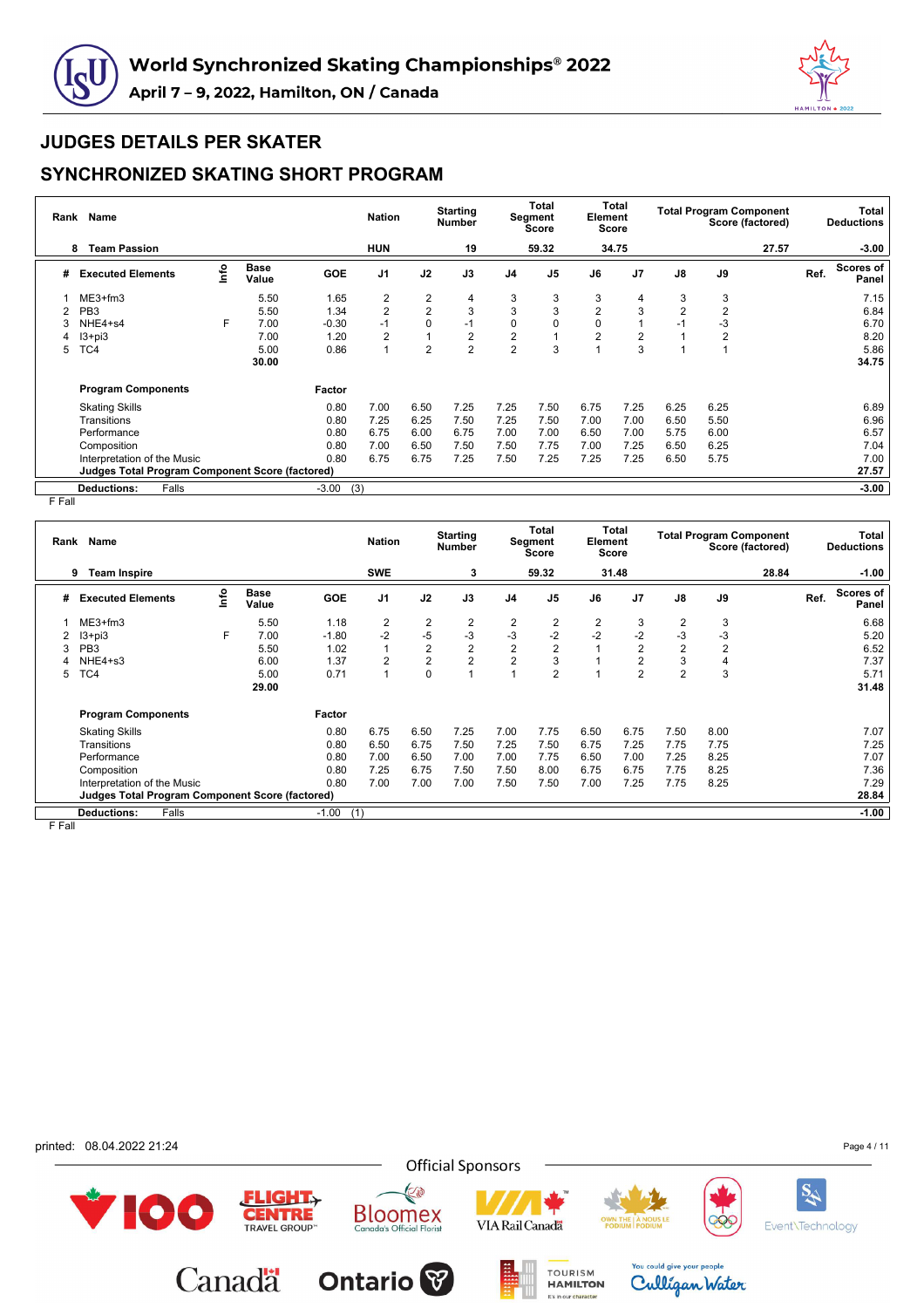# World Synchronized Skating Championships® 2022

**April 7 – 9, 2022, Hamilton, ON / Canada**

## JUDGES DETAILS PER SKATER

## SYNCHRONIZED SKATING SHORT PROGRAM

| Rank | Name | Nation | Starting Number | Total Segment Score | Total Element Score | Total Program Component Score (factored) | Total Deductions |
|---|---|---|---|---|---|---|---|
| 8 | Team Passion | HUN | 19 | 59.32 | 34.75 | 27.57 | -3.00 |

| # | Executed Elements | Info | Base Value | GOE | J1 | J2 | J3 | J4 | J5 | J6 | J7 | J8 | J9 | Ref. | Scores of Panel |
|---|---|---|---|---|---|---|---|---|---|---|---|---|---|---|---|
| 1 | ME3+fm3 | | 5.50 | 1.65 | 2 | 2 | 4 | 3 | 3 | 3 | 4 | 3 | 3 | | 7.15 |
| 2 | PB3 | | 5.50 | 1.34 | 2 | 2 | 3 | 3 | 3 | 2 | 3 | 2 | 2 | | 6.84 |
| 3 | NHE4+s4 | F | 7.00 | -0.30 | -1 | 0 | -1 | 0 | 0 | 0 | 1 | -1 | -3 | | 6.70 |
| 4 | I3+pi3 | | 7.00 | 1.20 | 2 | 1 | 2 | 2 | 1 | 2 | 2 | 1 | 2 | | 8.20 |
| 5 | TC4 | | 5.00 | 0.86 | 1 | 2 | 2 | 2 | 3 | 1 | 3 | 1 | 1 | | 5.86 |
| | | | 30.00 | | | | | | | | | | | | 34.75 |

| Program Components | Factor | J1 | J2 | J3 | J4 | J5 | J6 | J7 | J8 | J9 | Scores of Panel |
|---|---|---|---|---|---|---|---|---|---|---|---|
| Skating Skills | 0.80 | 7.00 | 6.50 | 7.25 | 7.25 | 7.50 | 6.75 | 7.25 | 6.25 | 6.25 | 6.89 |
| Transitions | 0.80 | 7.25 | 6.25 | 7.50 | 7.25 | 7.50 | 7.00 | 7.00 | 6.50 | 5.50 | 6.96 |
| Performance | 0.80 | 6.75 | 6.00 | 6.75 | 7.00 | 7.00 | 6.50 | 7.00 | 5.75 | 6.00 | 6.57 |
| Composition | 0.80 | 7.00 | 6.50 | 7.50 | 7.50 | 7.75 | 7.00 | 7.25 | 6.50 | 6.25 | 7.04 |
| Interpretation of the Music | 0.80 | 6.75 | 6.75 | 7.25 | 7.50 | 7.25 | 7.25 | 7.25 | 6.50 | 5.75 | 7.00 |
| **Judges Total Program Component Score (factored)** | | | | | | | | | | | **27.57** |
| **Deductions:** Falls | -3.00 (3) | | | | | | | | | | **-3.00** |

F Fall

| Rank | Name | Nation | Starting Number | Total Segment Score | Total Element Score | Total Program Component Score (factored) | Total Deductions |
|---|---|---|---|---|---|---|---|
| 9 | Team Inspire | SWE | 3 | 59.32 | 31.48 | 28.84 | -1.00 |

| # | Executed Elements | Info | Base Value | GOE | J1 | J2 | J3 | J4 | J5 | J6 | J7 | J8 | J9 | Ref. | Scores of Panel |
|---|---|---|---|---|---|---|---|---|---|---|---|---|---|---|---|
| 1 | ME3+fm3 | | 5.50 | 1.18 | 2 | 2 | 2 | 2 | 2 | 2 | 3 | 2 | 3 | | 6.68 |
| 2 | I3+pi3 | F | 7.00 | -1.80 | -2 | -5 | -3 | -3 | -2 | -2 | -2 | -3 | -3 | | 5.20 |
| 3 | PB3 | | 5.50 | 1.02 | 1 | 2 | 2 | 2 | 2 | 1 | 2 | 2 | 2 | | 6.52 |
| 4 | NHE4+s3 | | 6.00 | 1.37 | 2 | 2 | 2 | 2 | 3 | 1 | 2 | 3 | 4 | | 7.37 |
| 5 | TC4 | | 5.00 | 0.71 | 1 | 0 | 1 | 1 | 2 | 1 | 2 | 2 | 3 | | 5.71 |
| | | | 29.00 | | | | | | | | | | | | 31.48 |

| Program Components | Factor | J1 | J2 | J3 | J4 | J5 | J6 | J7 | J8 | J9 | Scores of Panel |
|---|---|---|---|---|---|---|---|---|---|---|---|
| Skating Skills | 0.80 | 6.75 | 6.50 | 7.25 | 7.00 | 7.75 | 6.50 | 6.75 | 7.50 | 8.00 | 7.07 |
| Transitions | 0.80 | 6.50 | 6.75 | 7.50 | 7.25 | 7.50 | 6.75 | 7.25 | 7.75 | 7.75 | 7.25 |
| Performance | 0.80 | 7.00 | 6.50 | 7.00 | 7.00 | 7.75 | 6.50 | 7.00 | 7.25 | 8.25 | 7.07 |
| Composition | 0.80 | 7.25 | 6.75 | 7.50 | 7.50 | 8.00 | 6.75 | 6.75 | 7.75 | 8.25 | 7.36 |
| Interpretation of the Music | 0.80 | 7.00 | 7.00 | 7.00 | 7.50 | 7.50 | 7.00 | 7.25 | 7.75 | 8.25 | 7.29 |
| **Judges Total Program Component Score (factored)** | | | | | | | | | | | **28.84** |
| **Deductions:** Falls | -1.00 (1) | | | | | | | | | | **-1.00** |

F Fall

printed: 08.04.2022 21:24

Official Sponsors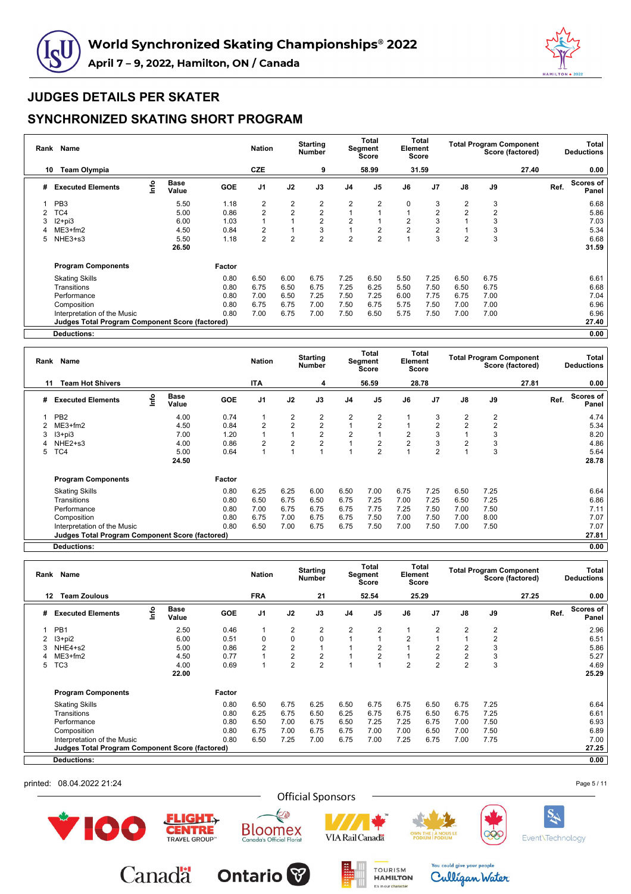# World Synchronized Skating Championships® 2022

**April 7 – 9, 2022, Hamilton, ON / Canada**

## JUDGES DETAILS PER SKATER

## SYNCHRONIZED SKATING SHORT PROGRAM

| Rank | Name | Nation | Starting Number | Total Segment Score | Total Element Score | Total Program Component Score (factored) | Total Deductions |
|---|---|---|---|---|---|---|---|
| 10 | Team Olympia | CZE | 9 | 58.99 | 31.59 | 27.40 | 0.00 |

| # | Executed Elements | Info | Base Value | GOE | J1 | J2 | J3 | J4 | J5 | J6 | J7 | J8 | J9 | Ref. | Scores of Panel |
|---|---|---|---|---|---|---|---|---|---|---|---|---|---|---|---|
| 1 | PB3 | | 5.50 | 1.18 | 2 | 2 | 2 | 2 | 2 | 0 | 3 | 2 | 3 | | 6.68 |
| 2 | TC4 | | 5.00 | 0.86 | 2 | 2 | 2 | 1 | 1 | 1 | 2 | 2 | 2 | | 5.86 |
| 3 | I2+pi3 | | 6.00 | 1.03 | 1 | 1 | 2 | 2 | 1 | 2 | 3 | 1 | 3 | | 7.03 |
| 4 | ME3+fm2 | | 4.50 | 0.84 | 2 | 1 | 3 | 1 | 2 | 2 | 2 | 1 | 3 | | 5.34 |
| 5 | NHE3+s3 | | 5.50 | 1.18 | 2 | 2 | 2 | 2 | 2 | 1 | 3 | 2 | 3 | | 6.68 |
| | | | 26.50 | | | | | | | | | | | | 31.59 |

| Program Components | Factor | J1 | J2 | J3 | J4 | J5 | J6 | J7 | J8 | J9 | Scores of Panel |
|---|---|---|---|---|---|---|---|---|---|---|---|
| Skating Skills | 0.80 | 6.50 | 6.00 | 6.75 | 7.25 | 6.50 | 5.50 | 7.25 | 6.50 | 6.75 | 6.61 |
| Transitions | 0.80 | 6.75 | 6.50 | 6.75 | 7.25 | 6.25 | 5.50 | 7.50 | 6.50 | 6.75 | 6.68 |
| Performance | 0.80 | 7.00 | 6.50 | 7.25 | 7.50 | 7.25 | 6.00 | 7.75 | 6.75 | 7.00 | 7.04 |
| Composition | 0.80 | 6.75 | 6.75 | 7.00 | 7.50 | 6.75 | 5.75 | 7.50 | 7.00 | 7.00 | 6.96 |
| Interpretation of the Music | 0.80 | 7.00 | 6.75 | 7.00 | 7.50 | 6.50 | 5.75 | 7.50 | 7.00 | 7.00 | 6.96 |
| Judges Total Program Component Score (factored) | | | | | | | | | | | 27.40 |
| Deductions: | | | | | | | | | | | 0.00 |

| Rank | Name | Nation | Starting Number | Total Segment Score | Total Element Score | Total Program Component Score (factored) | Total Deductions |
|---|---|---|---|---|---|---|---|
| 11 | Team Hot Shivers | ITA | 4 | 56.59 | 28.78 | 27.81 | 0.00 |

| # | Executed Elements | Info | Base Value | GOE | J1 | J2 | J3 | J4 | J5 | J6 | J7 | J8 | J9 | Ref. | Scores of Panel |
|---|---|---|---|---|---|---|---|---|---|---|---|---|---|---|---|
| 1 | PB2 | | 4.00 | 0.74 | 1 | 2 | 2 | 2 | 2 | 1 | 3 | 2 | 2 | | 4.74 |
| 2 | ME3+fm2 | | 4.50 | 0.84 | 2 | 2 | 2 | 1 | 2 | 1 | 2 | 2 | 2 | | 5.34 |
| 3 | I3+pi3 | | 7.00 | 1.20 | 1 | 1 | 2 | 2 | 1 | 2 | 3 | 1 | 3 | | 8.20 |
| 4 | NHE2+s3 | | 4.00 | 0.86 | 2 | 2 | 2 | 1 | 2 | 2 | 3 | 2 | 3 | | 4.86 |
| 5 | TC4 | | 5.00 | 0.64 | 1 | 1 | 1 | 1 | 2 | 1 | 2 | 1 | 3 | | 5.64 |
| | | | 24.50 | | | | | | | | | | | | 28.78 |

| Program Components | Factor | J1 | J2 | J3 | J4 | J5 | J6 | J7 | J8 | J9 | Scores of Panel |
|---|---|---|---|---|---|---|---|---|---|---|---|
| Skating Skills | 0.80 | 6.25 | 6.25 | 6.00 | 6.50 | 7.00 | 6.75 | 7.25 | 6.50 | 7.25 | 6.64 |
| Transitions | 0.80 | 6.50 | 6.75 | 6.50 | 6.75 | 7.25 | 7.00 | 7.25 | 6.50 | 7.25 | 6.86 |
| Performance | 0.80 | 7.00 | 6.75 | 6.75 | 6.75 | 7.75 | 7.25 | 7.50 | 7.00 | 7.50 | 7.11 |
| Composition | 0.80 | 6.75 | 7.00 | 6.75 | 6.75 | 7.50 | 7.00 | 7.50 | 7.00 | 8.00 | 7.07 |
| Interpretation of the Music | 0.80 | 6.50 | 7.00 | 6.75 | 6.75 | 7.50 | 7.00 | 7.50 | 7.00 | 7.50 | 7.07 |
| Judges Total Program Component Score (factored) | | | | | | | | | | | 27.81 |
| Deductions: | | | | | | | | | | | 0.00 |

| Rank | Name | Nation | Starting Number | Total Segment Score | Total Element Score | Total Program Component Score (factored) | Total Deductions |
|---|---|---|---|---|---|---|---|
| 12 | Team Zoulous | FRA | 21 | 52.54 | 25.29 | 27.25 | 0.00 |

| # | Executed Elements | Info | Base Value | GOE | J1 | J2 | J3 | J4 | J5 | J6 | J7 | J8 | J9 | Ref. | Scores of Panel |
|---|---|---|---|---|---|---|---|---|---|---|---|---|---|---|---|
| 1 | PB1 | | 2.50 | 0.46 | 1 | 2 | 2 | 2 | 2 | 1 | 2 | 2 | 2 | | 2.96 |
| 2 | I3+pi2 | | 6.00 | 0.51 | 0 | 0 | 0 | 1 | 1 | 2 | 1 | 1 | 2 | | 6.51 |
| 3 | NHE4+s2 | | 5.00 | 0.86 | 2 | 2 | 1 | 1 | 2 | 1 | 2 | 2 | 3 | | 5.86 |
| 4 | ME3+fm2 | | 4.50 | 0.77 | 1 | 2 | 2 | 1 | 2 | 1 | 2 | 2 | 3 | | 5.27 |
| 5 | TC3 | | 4.00 | 0.69 | 1 | 2 | 2 | 1 | 1 | 2 | 2 | 2 | 3 | | 4.69 |
| | | | 22.00 | | | | | | | | | | | | 25.29 |

| Program Components | Factor | J1 | J2 | J3 | J4 | J5 | J6 | J7 | J8 | J9 | Scores of Panel |
|---|---|---|---|---|---|---|---|---|---|---|---|
| Skating Skills | 0.80 | 6.50 | 6.75 | 6.25 | 6.50 | 6.75 | 6.75 | 6.50 | 6.75 | 7.25 | 6.64 |
| Transitions | 0.80 | 6.25 | 6.75 | 6.50 | 6.25 | 6.75 | 6.75 | 6.50 | 6.75 | 7.25 | 6.61 |
| Performance | 0.80 | 6.50 | 7.00 | 6.75 | 6.50 | 7.25 | 7.25 | 6.75 | 7.00 | 7.50 | 6.93 |
| Composition | 0.80 | 6.75 | 7.00 | 6.75 | 6.75 | 7.00 | 7.00 | 6.50 | 7.00 | 7.50 | 6.89 |
| Interpretation of the Music | 0.80 | 6.50 | 7.25 | 7.00 | 6.75 | 7.00 | 7.25 | 6.75 | 7.00 | 7.75 | 7.00 |
| Judges Total Program Component Score (factored) | | | | | | | | | | | 27.25 |
| Deductions: | | | | | | | | | | | 0.00 |

printed: 08.04.2022 21:24

Official Sponsors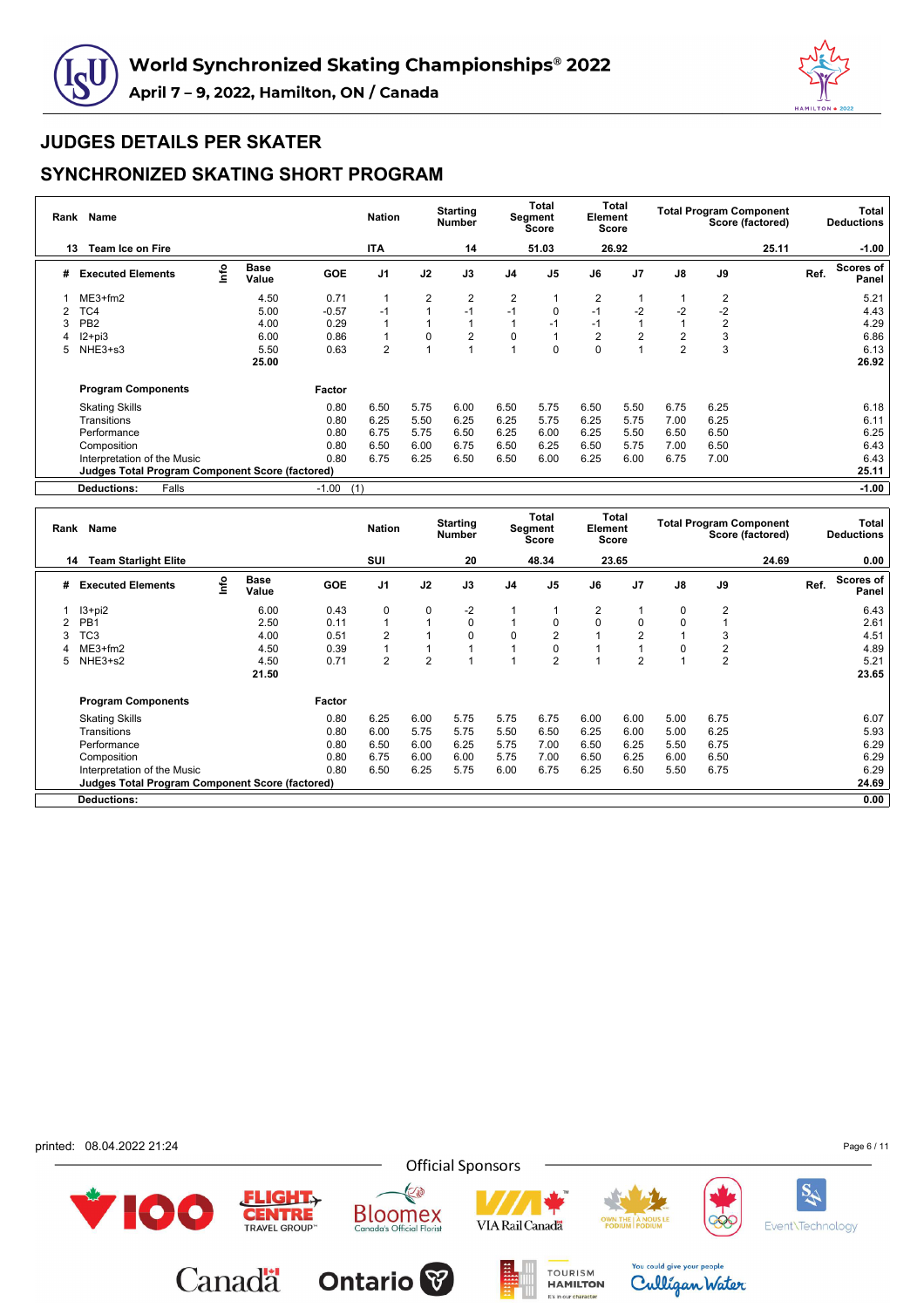# World Synchronized Skating Championships® 2022

## April 7 – 9, 2022, Hamilton, ON / Canada

## JUDGES DETAILS PER SKATER

## SYNCHRONIZED SKATING SHORT PROGRAM

| Rank | Name | Nation | Starting Number | Total Segment Score | Total Element Score | Total Program Component Score (factored) | Total Deductions |
|---|---|---|---|---|---|---|---|
| 13 | Team Ice on Fire | ITA | 14 | 51.03 | 26.92 | 25.11 | -1.00 |

| # | Executed Elements | Info | Base Value | GOE | J1 | J2 | J3 | J4 | J5 | J6 | J7 | J8 | J9 | Ref. | Scores of Panel |
|---|---|---|---|---|---|---|---|---|---|---|---|---|---|---|---|
| 1 | ME3+fm2 | | 4.50 | 0.71 | 1 | 2 | 2 | 2 | 1 | 2 | 1 | 1 | 2 | | 5.21 |
| 2 | TC4 | | 5.00 | -0.57 | -1 | 1 | -1 | -1 | 0 | -1 | -2 | -2 | -2 | | 4.43 |
| 3 | PB2 | | 4.00 | 0.29 | 1 | 1 | 1 | 1 | -1 | -1 | 1 | 1 | 2 | | 4.29 |
| 4 | I2+pi3 | | 6.00 | 0.86 | 1 | 0 | 2 | 0 | 1 | 2 | 2 | 2 | 3 | | 6.86 |
| 5 | NHE3+s3 | | 5.50 | 0.63 | 2 | 1 | 1 | 1 | 0 | 0 | 1 | 2 | 3 | | 6.13 |
| | | | 25.00 | | | | | | | | | | | | 26.92 |

| Program Components | Factor | J1 | J2 | J3 | J4 | J5 | J6 | J7 | J8 | J9 | Scores of Panel |
|---|---|---|---|---|---|---|---|---|---|---|---|
| Skating Skills | 0.80 | 6.50 | 5.75 | 6.00 | 6.50 | 5.75 | 6.50 | 5.50 | 6.75 | 6.25 | 6.18 |
| Transitions | 0.80 | 6.25 | 5.50 | 6.25 | 6.25 | 5.75 | 6.25 | 5.75 | 7.00 | 6.25 | 6.11 |
| Performance | 0.80 | 6.75 | 5.75 | 6.50 | 6.25 | 6.00 | 6.25 | 5.50 | 6.50 | 6.50 | 6.25 |
| Composition | 0.80 | 6.50 | 6.00 | 6.75 | 6.50 | 6.25 | 6.50 | 5.75 | 7.00 | 6.50 | 6.43 |
| Interpretation of the Music | 0.80 | 6.75 | 6.25 | 6.50 | 6.50 | 6.00 | 6.25 | 6.00 | 6.75 | 7.00 | 6.43 |
| Judges Total Program Component Score (factored) | | | | | | | | | | | 25.11 |

**Deductions:** Falls -1.00 (1) — **-1.00**

| Rank | Name | Nation | Starting Number | Total Segment Score | Total Element Score | Total Program Component Score (factored) | Total Deductions |
|---|---|---|---|---|---|---|---|
| 14 | Team Starlight Elite | SUI | 20 | 48.34 | 23.65 | 24.69 | 0.00 |

| # | Executed Elements | Info | Base Value | GOE | J1 | J2 | J3 | J4 | J5 | J6 | J7 | J8 | J9 | Ref. | Scores of Panel |
|---|---|---|---|---|---|---|---|---|---|---|---|---|---|---|---|
| 1 | I3+pi2 | | 6.00 | 0.43 | 0 | 0 | -2 | 1 | 1 | 2 | 1 | 0 | 2 | | 6.43 |
| 2 | PB1 | | 2.50 | 0.11 | 1 | 1 | 0 | 1 | 0 | 0 | 0 | 0 | 1 | | 2.61 |
| 3 | TC3 | | 4.00 | 0.51 | 2 | 1 | 0 | 0 | 2 | 1 | 2 | 1 | 3 | | 4.51 |
| 4 | ME3+fm2 | | 4.50 | 0.39 | 1 | 1 | 1 | 1 | 0 | 1 | 1 | 0 | 2 | | 4.89 |
| 5 | NHE3+s2 | | 4.50 | 0.71 | 2 | 2 | 1 | 1 | 2 | 1 | 2 | 1 | 2 | | 5.21 |
| | | | 21.50 | | | | | | | | | | | | 23.65 |

| Program Components | Factor | J1 | J2 | J3 | J4 | J5 | J6 | J7 | J8 | J9 | Scores of Panel |
|---|---|---|---|---|---|---|---|---|---|---|---|
| Skating Skills | 0.80 | 6.25 | 6.00 | 5.75 | 5.75 | 6.75 | 6.00 | 6.00 | 5.00 | 6.75 | 6.07 |
| Transitions | 0.80 | 6.00 | 5.75 | 5.75 | 5.50 | 6.50 | 6.25 | 6.00 | 5.00 | 6.25 | 5.93 |
| Performance | 0.80 | 6.50 | 6.00 | 6.25 | 5.75 | 7.00 | 6.50 | 6.25 | 5.50 | 6.75 | 6.29 |
| Composition | 0.80 | 6.75 | 6.00 | 6.00 | 5.75 | 7.00 | 6.50 | 6.25 | 6.00 | 6.50 | 6.29 |
| Interpretation of the Music | 0.80 | 6.50 | 6.25 | 5.75 | 6.00 | 6.75 | 6.25 | 6.50 | 5.50 | 6.75 | 6.29 |
| Judges Total Program Component Score (factored) | | | | | | | | | | | 24.69 |

**Deductions:** — **0.00**

printed: 08.04.2022 21:24

Official Sponsors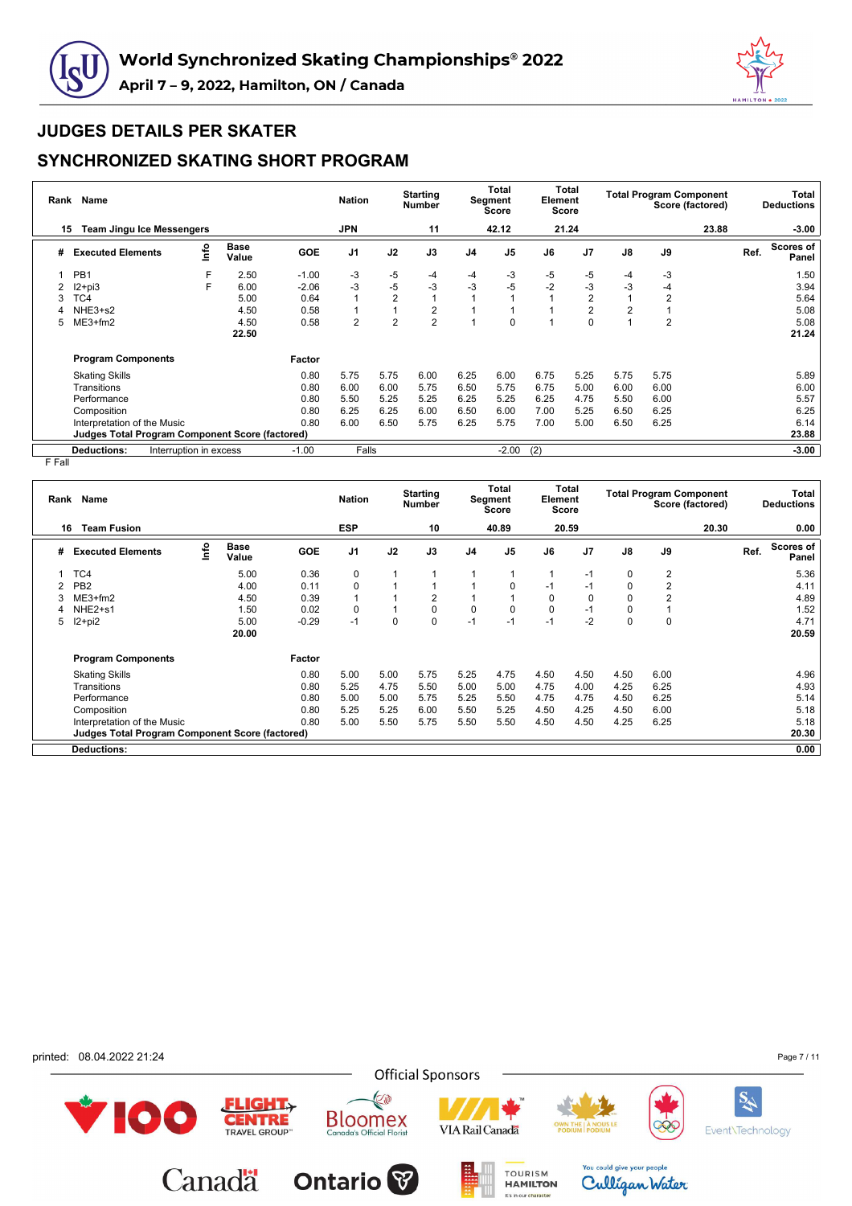# World Synchronized Skating Championships® 2022

**April 7 – 9, 2022, Hamilton, ON / Canada**

## JUDGES DETAILS PER SKATER

## SYNCHRONIZED SKATING SHORT PROGRAM

| Rank | Name | Nation | Starting Number | Total Segment Score | Total Element Score | Total Program Component Score (factored) | Total Deductions |
|---|---|---|---|---|---|---|---|
| 15 | Team Jingu Ice Messengers | JPN | 11 | 42.12 | 21.24 | 23.88 | -3.00 |

| # | Executed Elements | Info | Base Value | GOE | J1 | J2 | J3 | J4 | J5 | J6 | J7 | J8 | J9 | Ref. | Scores of Panel |
|---|---|---|---|---|---|---|---|---|---|---|---|---|---|---|---|
| 1 | PB1 | F | 2.50 | -1.00 | -3 | -5 | -4 | -4 | -3 | -5 | -5 | -4 | -3 | | 1.50 |
| 2 | I2+pi3 | F | 6.00 | -2.06 | -3 | -5 | -3 | -3 | -5 | -2 | -3 | -3 | -4 | | 3.94 |
| 3 | TC4 | | 5.00 | 0.64 | 1 | 2 | 1 | 1 | 1 | 1 | 2 | 1 | 2 | | 5.64 |
| 4 | NHE3+s2 | | 4.50 | 0.58 | 1 | 1 | 2 | 1 | 1 | 1 | 2 | 2 | 1 | | 5.08 |
| 5 | ME3+fm2 | | 4.50 | 0.58 | 2 | 2 | 2 | 1 | 0 | 1 | 0 | 1 | 2 | | 5.08 |
| | | | 22.50 | | | | | | | | | | | | 21.24 |

| Program Components | Factor | J1 | J2 | J3 | J4 | J5 | J6 | J7 | J8 | J9 | Ref. | Scores of Panel |
|---|---|---|---|---|---|---|---|---|---|---|---|---|
| Skating Skills | 0.80 | 5.75 | 5.75 | 6.00 | 6.25 | 6.00 | 6.75 | 5.25 | 5.75 | 5.75 | | 5.89 |
| Transitions | 0.80 | 6.00 | 6.00 | 5.75 | 6.50 | 5.75 | 6.75 | 5.00 | 6.00 | 6.00 | | 6.00 |
| Performance | 0.80 | 5.50 | 5.25 | 5.25 | 6.25 | 5.25 | 6.25 | 4.75 | 5.50 | 6.00 | | 5.57 |
| Composition | 0.80 | 6.25 | 6.25 | 6.00 | 6.50 | 6.00 | 7.00 | 5.25 | 6.50 | 6.25 | | 6.25 |
| Interpretation of the Music | 0.80 | 6.00 | 6.50 | 5.75 | 6.25 | 5.75 | 7.00 | 5.00 | 6.50 | 6.25 | | 6.14 |
| Judges Total Program Component Score (factored) | | | | | | | | | | | | 23.88 |

**Deductions:** Interruption in excess -1.00, Falls -2.00 (2) — **-3.00**

F Fall

| Rank | Name | Nation | Starting Number | Total Segment Score | Total Element Score | Total Program Component Score (factored) | Total Deductions |
|---|---|---|---|---|---|---|---|
| 16 | Team Fusion | ESP | 10 | 40.89 | 20.59 | 20.30 | 0.00 |

| # | Executed Elements | Info | Base Value | GOE | J1 | J2 | J3 | J4 | J5 | J6 | J7 | J8 | J9 | Ref. | Scores of Panel |
|---|---|---|---|---|---|---|---|---|---|---|---|---|---|---|---|
| 1 | TC4 | | 5.00 | 0.36 | 0 | 1 | 1 | 1 | 1 | 1 | -1 | 0 | 2 | | 5.36 |
| 2 | PB2 | | 4.00 | 0.11 | 0 | 1 | 1 | 1 | 0 | -1 | -1 | 0 | 2 | | 4.11 |
| 3 | ME3+fm2 | | 4.50 | 0.39 | 1 | 1 | 2 | 1 | 1 | 0 | 0 | 0 | 2 | | 4.89 |
| 4 | NHE2+s1 | | 1.50 | 0.02 | 0 | 1 | 0 | 0 | 0 | 0 | -1 | 0 | 1 | | 1.52 |
| 5 | I2+pi2 | | 5.00 | -0.29 | -1 | 0 | 0 | -1 | -1 | -1 | -2 | 0 | 0 | | 4.71 |
| | | | 20.00 | | | | | | | | | | | | 20.59 |

| Program Components | Factor | J1 | J2 | J3 | J4 | J5 | J6 | J7 | J8 | J9 | Ref. | Scores of Panel |
|---|---|---|---|---|---|---|---|---|---|---|---|---|
| Skating Skills | 0.80 | 5.00 | 5.00 | 5.75 | 5.25 | 4.75 | 4.50 | 4.50 | 4.50 | 6.00 | | 4.96 |
| Transitions | 0.80 | 5.25 | 4.75 | 5.50 | 5.00 | 5.00 | 4.75 | 4.00 | 4.25 | 6.25 | | 4.93 |
| Performance | 0.80 | 5.00 | 5.00 | 5.75 | 5.25 | 5.50 | 4.75 | 4.75 | 4.50 | 6.25 | | 5.14 |
| Composition | 0.80 | 5.25 | 5.25 | 6.00 | 5.50 | 5.25 | 4.50 | 4.25 | 4.50 | 6.00 | | 5.18 |
| Interpretation of the Music | 0.80 | 5.00 | 5.50 | 5.75 | 5.50 | 5.50 | 4.50 | 4.50 | 4.25 | 6.25 | | 5.18 |
| Judges Total Program Component Score (factored) | | | | | | | | | | | | 20.30 |

**Deductions:** — **0.00**

printed: 08.04.2022 21:24

Official Sponsors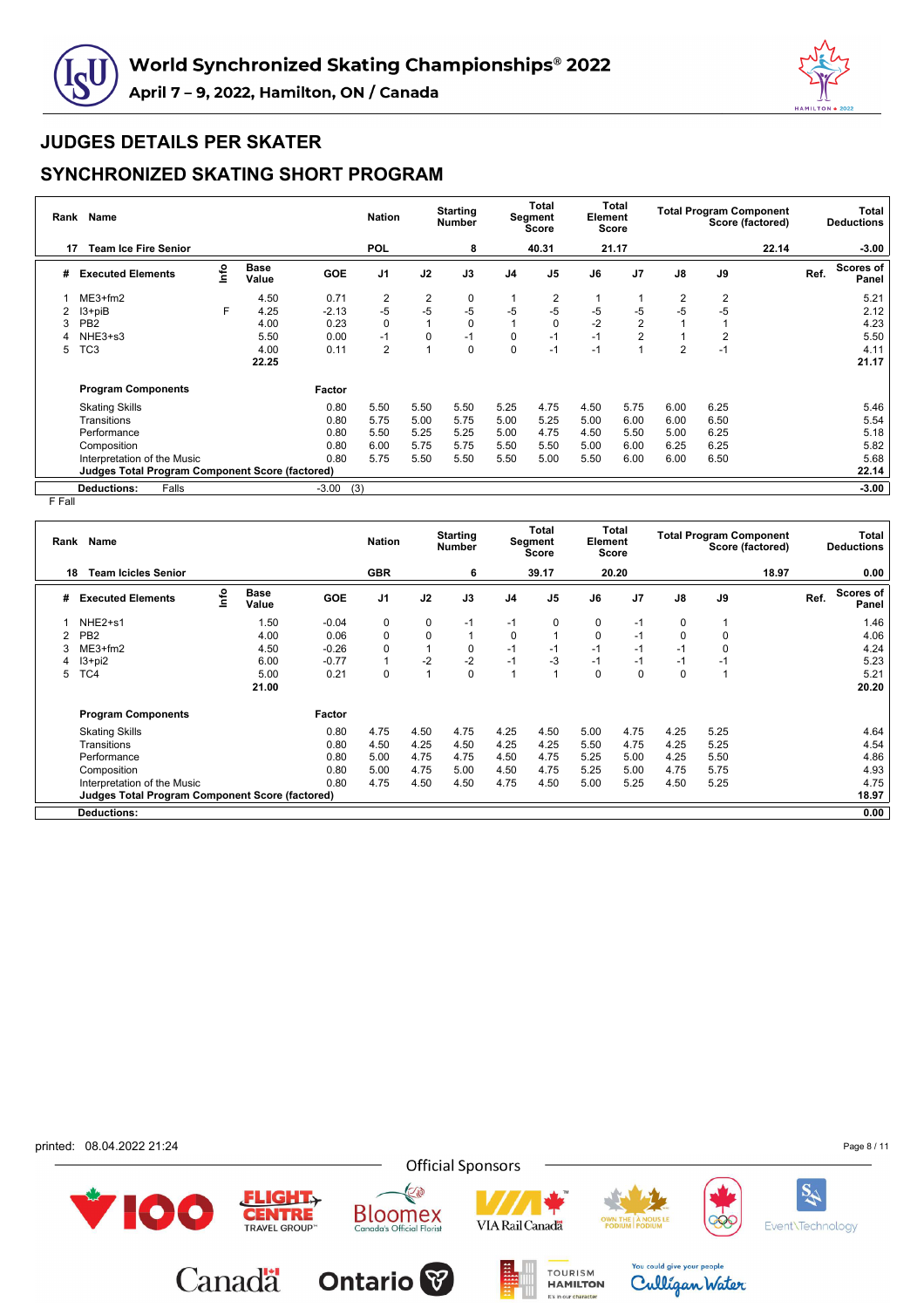# World Synchronized Skating Championships® 2022

April 7 – 9, 2022, Hamilton, ON / Canada

## JUDGES DETAILS PER SKATER

## SYNCHRONIZED SKATING SHORT PROGRAM

| Rank | Name | Nation | Starting Number | Total Segment Score | Total Element Score | Total Program Component Score (factored) | Total Deductions |
|---|---|---|---|---|---|---|---|
| 17 | Team Ice Fire Senior | POL | 8 | 40.31 | 21.17 | 22.14 | -3.00 |

| # | Executed Elements | Info | Base Value | GOE | J1 | J2 | J3 | J4 | J5 | J6 | J7 | J8 | J9 | Ref. | Scores of Panel |
|---|---|---|---|---|---|---|---|---|---|---|---|---|---|---|---|
| 1 | ME3+fm2 | | 4.50 | 0.71 | 2 | 2 | 0 | 1 | 2 | 1 | 1 | 2 | 2 | | 5.21 |
| 2 | I3+piB | F | 4.25 | -2.13 | -5 | -5 | -5 | -5 | -5 | -5 | -5 | -5 | -5 | | 2.12 |
| 3 | PB2 | | 4.00 | 0.23 | 0 | 1 | 0 | 1 | 0 | -2 | 2 | 1 | 1 | | 4.23 |
| 4 | NHE3+s3 | | 5.50 | 0.00 | -1 | 0 | -1 | 0 | -1 | -1 | 2 | 1 | 2 | | 5.50 |
| 5 | TC3 | | 4.00 | 0.11 | 2 | 1 | 0 | 0 | -1 | -1 | 1 | 2 | -1 | | 4.11 |
| | | | 22.25 | | | | | | | | | | | | 21.17 |

| Program Components | Factor | J1 | J2 | J3 | J4 | J5 | J6 | J7 | J8 | J9 | Scores of Panel |
|---|---|---|---|---|---|---|---|---|---|---|---|
| Skating Skills | 0.80 | 5.50 | 5.50 | 5.50 | 5.25 | 4.75 | 4.50 | 5.75 | 6.00 | 6.25 | 5.46 |
| Transitions | 0.80 | 5.75 | 5.00 | 5.75 | 5.00 | 5.25 | 5.00 | 6.00 | 6.00 | 6.50 | 5.54 |
| Performance | 0.80 | 5.50 | 5.25 | 5.25 | 5.00 | 4.75 | 4.50 | 5.50 | 5.00 | 6.25 | 5.18 |
| Composition | 0.80 | 6.00 | 5.75 | 5.75 | 5.50 | 5.50 | 5.00 | 6.00 | 6.25 | 6.25 | 5.82 |
| Interpretation of the Music | 0.80 | 5.75 | 5.50 | 5.50 | 5.50 | 5.00 | 5.50 | 6.00 | 6.00 | 6.50 | 5.68 |
| **Judges Total Program Component Score (factored)** | | | | | | | | | | | **22.14** |

**Deductions:** Falls -3.00 (3) **-3.00**

F Fall

| Rank | Name | Nation | Starting Number | Total Segment Score | Total Element Score | Total Program Component Score (factored) | Total Deductions |
|---|---|---|---|---|---|---|---|
| 18 | Team Icicles Senior | GBR | 6 | 39.17 | 20.20 | 18.97 | 0.00 |

| # | Executed Elements | Info | Base Value | GOE | J1 | J2 | J3 | J4 | J5 | J6 | J7 | J8 | J9 | Ref. | Scores of Panel |
|---|---|---|---|---|---|---|---|---|---|---|---|---|---|---|---|
| 1 | NHE2+s1 | | 1.50 | -0.04 | 0 | 0 | -1 | -1 | 0 | 0 | -1 | 0 | 1 | | 1.46 |
| 2 | PB2 | | 4.00 | 0.06 | 0 | 0 | 1 | 0 | 1 | 0 | -1 | 0 | 0 | | 4.06 |
| 3 | ME3+fm2 | | 4.50 | -0.26 | 0 | 1 | 0 | -1 | -1 | -1 | -1 | -1 | 0 | | 4.24 |
| 4 | I3+pi2 | | 6.00 | -0.77 | 1 | -2 | -2 | -1 | -3 | -1 | -1 | -1 | -1 | | 5.23 |
| 5 | TC4 | | 5.00 | 0.21 | 0 | 1 | 0 | 1 | 1 | 0 | 0 | 0 | 1 | | 5.21 |
| | | | 21.00 | | | | | | | | | | | | 20.20 |

| Program Components | Factor | J1 | J2 | J3 | J4 | J5 | J6 | J7 | J8 | J9 | Scores of Panel |
|---|---|---|---|---|---|---|---|---|---|---|---|
| Skating Skills | 0.80 | 4.75 | 4.50 | 4.75 | 4.25 | 4.50 | 5.00 | 4.75 | 4.25 | 5.25 | 4.64 |
| Transitions | 0.80 | 4.50 | 4.25 | 4.50 | 4.25 | 4.25 | 5.50 | 4.75 | 4.25 | 5.25 | 4.54 |
| Performance | 0.80 | 5.00 | 4.75 | 4.75 | 4.50 | 4.75 | 5.25 | 5.00 | 4.25 | 5.50 | 4.86 |
| Composition | 0.80 | 5.00 | 4.75 | 5.00 | 4.50 | 4.75 | 5.25 | 5.00 | 4.75 | 5.75 | 4.93 |
| Interpretation of the Music | 0.80 | 4.75 | 4.50 | 4.50 | 4.75 | 4.50 | 5.00 | 5.25 | 4.50 | 5.25 | 4.75 |
| **Judges Total Program Component Score (factored)** | | | | | | | | | | | **18.97** |

**Deductions:** **0.00**

printed: 08.04.2022 21:24

Official Sponsors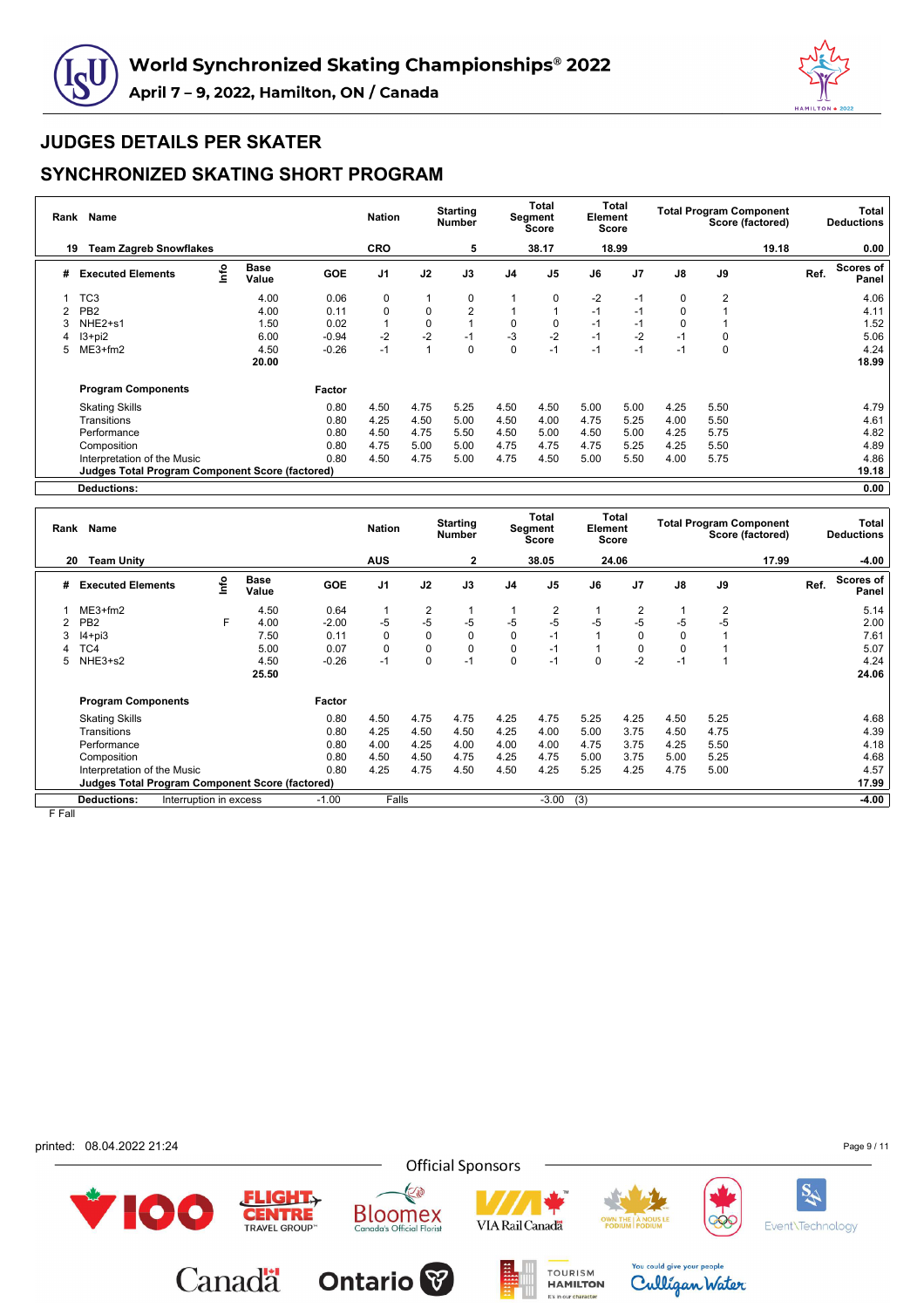# World Synchronized Skating Championships® 2022

**April 7 – 9, 2022, Hamilton, ON / Canada**

## JUDGES DETAILS PER SKATER

## SYNCHRONIZED SKATING SHORT PROGRAM

| Rank | Name | Nation | Starting Number | Total Segment Score | Total Element Score | Total Program Component Score (factored) | Total Deductions |
|---|---|---|---|---|---|---|---|
| 19 | Team Zagreb Snowflakes | CRO | 5 | 38.17 | 18.99 | 19.18 | 0.00 |

| # | Executed Elements | Info | Base Value | GOE | J1 | J2 | J3 | J4 | J5 | J6 | J7 | J8 | J9 | Ref. | Scores of Panel |
|---|---|---|---|---|---|---|---|---|---|---|---|---|---|---|---|
| 1 | TC3 | | 4.00 | 0.06 | 0 | 1 | 0 | 1 | 0 | -2 | -1 | 0 | 2 | | 4.06 |
| 2 | PB2 | | 4.00 | 0.11 | 0 | 0 | 2 | 1 | 1 | -1 | -1 | 0 | 1 | | 4.11 |
| 3 | NHE2+s1 | | 1.50 | 0.02 | 1 | 0 | 1 | 0 | 0 | -1 | -1 | 0 | 1 | | 1.52 |
| 4 | I3+pi2 | | 6.00 | -0.94 | -2 | -2 | -1 | -3 | -2 | -1 | -2 | -1 | 0 | | 5.06 |
| 5 | ME3+fm2 | | 4.50 | -0.26 | -1 | 1 | 0 | 0 | -1 | -1 | -1 | -1 | 0 | | 4.24 |
| | | | 20.00 | | | | | | | | | | | | 18.99 |

| Program Components | Factor | J1 | J2 | J3 | J4 | J5 | J6 | J7 | J8 | J9 | Scores of Panel |
|---|---|---|---|---|---|---|---|---|---|---|---|
| Skating Skills | 0.80 | 4.50 | 4.75 | 5.25 | 4.50 | 4.50 | 5.00 | 5.00 | 4.25 | 5.50 | 4.79 |
| Transitions | 0.80 | 4.25 | 4.50 | 5.00 | 4.50 | 4.00 | 4.75 | 5.25 | 4.00 | 5.50 | 4.61 |
| Performance | 0.80 | 4.50 | 4.75 | 5.50 | 4.50 | 5.00 | 4.50 | 5.00 | 4.25 | 5.75 | 4.82 |
| Composition | 0.80 | 4.75 | 5.00 | 5.00 | 4.75 | 4.75 | 4.75 | 5.25 | 4.25 | 5.50 | 4.89 |
| Interpretation of the Music | 0.80 | 4.50 | 4.75 | 5.00 | 4.75 | 4.50 | 5.00 | 5.50 | 4.00 | 5.75 | 4.86 |
| **Judges Total Program Component Score (factored)** | | | | | | | | | | | **19.18** |
| **Deductions:** | | | | | | | | | | | **0.00** |

| Rank | Name | Nation | Starting Number | Total Segment Score | Total Element Score | Total Program Component Score (factored) | Total Deductions |
|---|---|---|---|---|---|---|---|
| 20 | Team Unity | AUS | 2 | 38.05 | 24.06 | 17.99 | -4.00 |

| # | Executed Elements | Info | Base Value | GOE | J1 | J2 | J3 | J4 | J5 | J6 | J7 | J8 | J9 | Ref. | Scores of Panel |
|---|---|---|---|---|---|---|---|---|---|---|---|---|---|---|---|
| 1 | ME3+fm2 | | 4.50 | 0.64 | 1 | 2 | 1 | 1 | 2 | 1 | 2 | 1 | 2 | | 5.14 |
| 2 | PB2 | F | 4.00 | -2.00 | -5 | -5 | -5 | -5 | -5 | -5 | -5 | -5 | -5 | | 2.00 |
| 3 | I4+pi3 | | 7.50 | 0.11 | 0 | 0 | 0 | 0 | -1 | 1 | 0 | 0 | 1 | | 7.61 |
| 4 | TC4 | | 5.00 | 0.07 | 0 | 0 | 0 | 0 | -1 | 1 | 0 | 0 | 1 | | 5.07 |
| 5 | NHE3+s2 | | 4.50 | -0.26 | -1 | 0 | -1 | 0 | -1 | 0 | -2 | -1 | 1 | | 4.24 |
| | | | 25.50 | | | | | | | | | | | | 24.06 |

| Program Components | Factor | J1 | J2 | J3 | J4 | J5 | J6 | J7 | J8 | J9 | Scores of Panel |
|---|---|---|---|---|---|---|---|---|---|---|---|
| Skating Skills | 0.80 | 4.50 | 4.75 | 4.75 | 4.25 | 4.75 | 5.25 | 4.25 | 4.50 | 5.25 | 4.68 |
| Transitions | 0.80 | 4.25 | 4.50 | 4.50 | 4.25 | 4.00 | 5.00 | 3.75 | 4.50 | 4.75 | 4.39 |
| Performance | 0.80 | 4.00 | 4.25 | 4.00 | 4.00 | 4.00 | 4.75 | 3.75 | 4.25 | 5.50 | 4.18 |
| Composition | 0.80 | 4.50 | 4.50 | 4.75 | 4.25 | 4.75 | 5.00 | 3.75 | 5.00 | 5.25 | 4.68 |
| Interpretation of the Music | 0.80 | 4.25 | 4.75 | 4.50 | 4.50 | 4.25 | 5.25 | 4.25 | 4.75 | 5.00 | 4.57 |
| **Judges Total Program Component Score (factored)** | | | | | | | | | | | **17.99** |

**Deductions:** Interruption in excess -1.00 Falls -3.00 (3) **-4.00**

F Fall

printed: 08.04.2022 21:24

Official Sponsors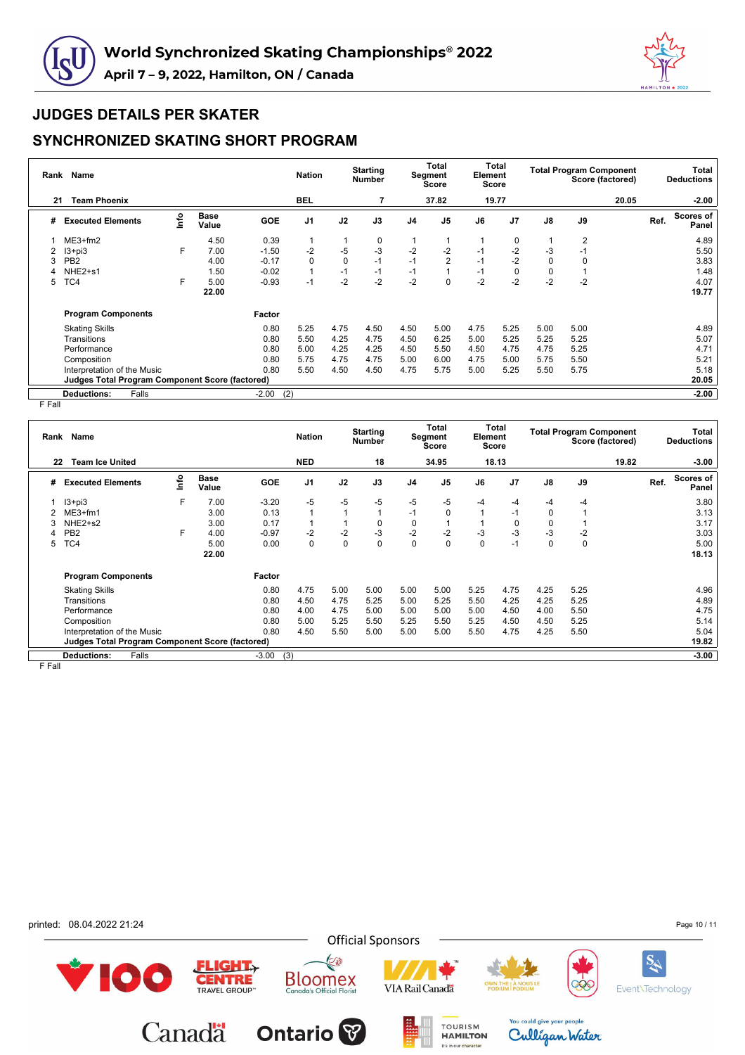# World Synchronized Skating Championships® 2022

## April 7 – 9, 2022, Hamilton, ON / Canada

## JUDGES DETAILS PER SKATER

## SYNCHRONIZED SKATING SHORT PROGRAM

| Rank | Name | Nation | Starting Number | Total Segment Score | Total Element Score | Total Program Component Score (factored) | Total Deductions |
|---|---|---|---|---|---|---|---|
| 21 | Team Phoenix | BEL | 7 | 37.82 | 19.77 | 20.05 | -2.00 |

| # | Executed Elements | Info | Base Value | GOE | J1 | J2 | J3 | J4 | J5 | J6 | J7 | J8 | J9 | Ref. | Scores of Panel |
|---|---|---|---|---|---|---|---|---|---|---|---|---|---|---|---|
| 1 | ME3+fm2 | | 4.50 | 0.39 | 1 | 1 | 0 | 1 | 1 | 1 | 0 | 1 | 2 | | 4.89 |
| 2 | I3+pi3 | F | 7.00 | -1.50 | -2 | -5 | -3 | -2 | -2 | -1 | -2 | -3 | -1 | | 5.50 |
| 3 | PB2 | | 4.00 | -0.17 | 0 | 0 | -1 | -1 | 2 | -1 | -2 | 0 | 0 | | 3.83 |
| 4 | NHE2+s1 | | 1.50 | -0.02 | 1 | -1 | -1 | -1 | 1 | -1 | 0 | 0 | 1 | | 1.48 |
| 5 | TC4 | F | 5.00 | -0.93 | -1 | -2 | -2 | -2 | 0 | -2 | -2 | -2 | -2 | | 4.07 |
| | | | 22.00 | | | | | | | | | | | | 19.77 |

| Program Components | Factor | J1 | J2 | J3 | J4 | J5 | J6 | J7 | J8 | J9 | Scores of Panel |
|---|---|---|---|---|---|---|---|---|---|---|---|
| Skating Skills | 0.80 | 5.25 | 4.75 | 4.50 | 4.50 | 5.00 | 4.75 | 5.25 | 5.00 | 5.00 | 4.89 |
| Transitions | 0.80 | 5.50 | 4.25 | 4.75 | 4.50 | 6.25 | 5.00 | 5.25 | 5.25 | 5.25 | 5.07 |
| Performance | 0.80 | 5.00 | 4.25 | 4.25 | 4.50 | 5.50 | 4.50 | 4.75 | 4.75 | 5.25 | 4.71 |
| Composition | 0.80 | 5.75 | 4.75 | 4.75 | 5.00 | 6.00 | 4.75 | 5.00 | 5.75 | 5.50 | 5.21 |
| Interpretation of the Music | 0.80 | 5.50 | 4.50 | 4.50 | 4.75 | 5.75 | 5.00 | 5.25 | 5.50 | 5.75 | 5.18 |
| **Judges Total Program Component Score (factored)** | | | | | | | | | | | **20.05** |

| Deductions: | Falls | -2.00 | (2) | -2.00 |
|---|---|---|---|---|

F Fall

| Rank | Name | Nation | Starting Number | Total Segment Score | Total Element Score | Total Program Component Score (factored) | Total Deductions |
|---|---|---|---|---|---|---|---|
| 22 | Team Ice United | NED | 18 | 34.95 | 18.13 | 19.82 | -3.00 |

| # | Executed Elements | Info | Base Value | GOE | J1 | J2 | J3 | J4 | J5 | J6 | J7 | J8 | J9 | Ref. | Scores of Panel |
|---|---|---|---|---|---|---|---|---|---|---|---|---|---|---|---|
| 1 | I3+pi3 | F | 7.00 | -3.20 | -5 | -5 | -5 | -5 | -5 | -4 | -4 | -4 | -4 | | 3.80 |
| 2 | ME3+fm1 | | 3.00 | 0.13 | 1 | 1 | 1 | -1 | 0 | 1 | -1 | 0 | 1 | | 3.13 |
| 3 | NHE2+s2 | | 3.00 | 0.17 | 1 | 1 | 0 | 0 | 1 | 1 | 0 | 0 | 1 | | 3.17 |
| 4 | PB2 | F | 4.00 | -0.97 | -2 | -2 | -3 | -2 | -2 | -3 | -3 | -3 | -2 | | 3.03 |
| 5 | TC4 | | 5.00 | 0.00 | 0 | 0 | 0 | 0 | 0 | 0 | -1 | 0 | 0 | | 5.00 |
| | | | 22.00 | | | | | | | | | | | | 18.13 |

| Program Components | Factor | J1 | J2 | J3 | J4 | J5 | J6 | J7 | J8 | J9 | Scores of Panel |
|---|---|---|---|---|---|---|---|---|---|---|---|
| Skating Skills | 0.80 | 4.75 | 5.00 | 5.00 | 5.00 | 5.00 | 5.25 | 4.75 | 4.25 | 5.25 | 4.96 |
| Transitions | 0.80 | 4.50 | 4.75 | 5.25 | 5.00 | 5.25 | 5.50 | 4.25 | 4.25 | 5.25 | 4.89 |
| Performance | 0.80 | 4.00 | 4.75 | 5.00 | 5.00 | 5.00 | 5.00 | 4.50 | 4.00 | 5.50 | 4.75 |
| Composition | 0.80 | 5.00 | 5.25 | 5.50 | 5.25 | 5.50 | 5.25 | 4.50 | 4.50 | 5.25 | 5.14 |
| Interpretation of the Music | 0.80 | 4.50 | 5.50 | 5.00 | 5.00 | 5.00 | 5.50 | 4.75 | 4.25 | 5.50 | 5.04 |
| **Judges Total Program Component Score (factored)** | | | | | | | | | | | **19.82** |

| Deductions: | Falls | -3.00 | (3) | -3.00 |
|---|---|---|---|---|

F Fall

printed: 08.04.2022 21:24

Official Sponsors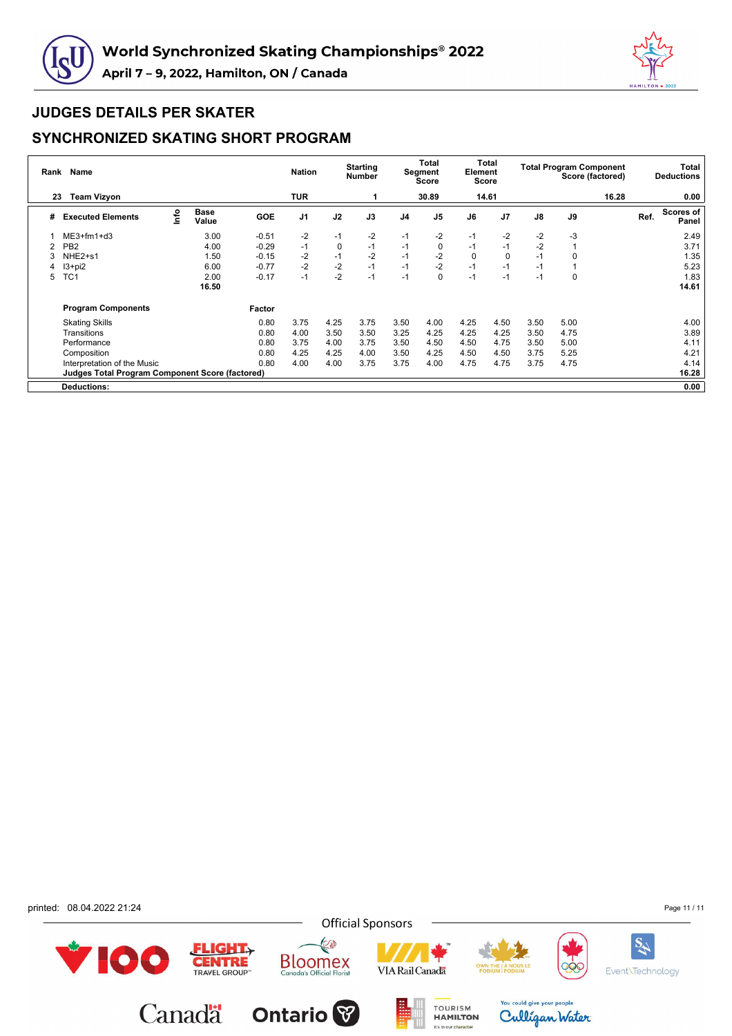# JUDGES DETAILS PER SKATER

## SYNCHRONIZED SKATING SHORT PROGRAM

| Rank | Name | Nation | Starting Number | Total Segment Score | Total Element Score | Total Program Component Score (factored) | Total Deductions |
|---|---|---|---|---|---|---|---|
| 23 | Team Vizyon | TUR | 1 | 30.89 | 14.61 | 16.28 | 0.00 |

| # | Executed Elements | Info | Base Value | GOE | J1 | J2 | J3 | J4 | J5 | J6 | J7 | J8 | J9 | Ref. | Scores of Panel |
|---|---|---|---|---|---|---|---|---|---|---|---|---|---|---|---|
| 1 | ME3+fm1+d3 | | 3.00 | -0.51 | -2 | -1 | -2 | -1 | -2 | -1 | -2 | -2 | -3 | | 2.49 |
| 2 | PB2 | | 4.00 | -0.29 | -1 | 0 | -1 | -1 | 0 | -1 | -1 | -2 | 1 | | 3.71 |
| 3 | NHE2+s1 | | 1.50 | -0.15 | -2 | -1 | -2 | -1 | -2 | 0 | 0 | -1 | 0 | | 1.35 |
| 4 | I3+pi2 | | 6.00 | -0.77 | -2 | -2 | -1 | -1 | -2 | -1 | -1 | -1 | 1 | | 5.23 |
| 5 | TC1 | | 2.00 | -0.17 | -1 | -2 | -1 | -1 | 0 | -1 | -1 | -1 | 0 | | 1.83 |
| | | | 16.50 | | | | | | | | | | | | 14.61 |
| | **Program Components** | | | Factor | | | | | | | | | | | |
| | Skating Skills | | | 0.80 | 3.75 | 4.25 | 3.75 | 3.50 | 4.00 | 4.25 | 4.50 | 3.50 | 5.00 | | 4.00 |
| | Transitions | | | 0.80 | 4.00 | 3.50 | 3.50 | 3.25 | 4.25 | 4.25 | 4.25 | 3.50 | 4.75 | | 3.89 |
| | Performance | | | 0.80 | 3.75 | 4.00 | 3.75 | 3.50 | 4.50 | 4.50 | 4.75 | 3.50 | 5.00 | | 4.11 |
| | Composition | | | 0.80 | 4.25 | 4.25 | 4.00 | 3.50 | 4.25 | 4.50 | 4.50 | 3.75 | 5.25 | | 4.21 |
| | Interpretation of the Music | | | 0.80 | 4.00 | 4.00 | 3.75 | 3.75 | 4.00 | 4.75 | 4.75 | 3.75 | 4.75 | | 4.14 |
| | **Judges Total Program Component Score (factored)** | | | | | | | | | | | | | | **16.28** |
| | **Deductions:** | | | | | | | | | | | | | | **0.00** |

printed: 08.04.2022 21:24

Official Sponsors